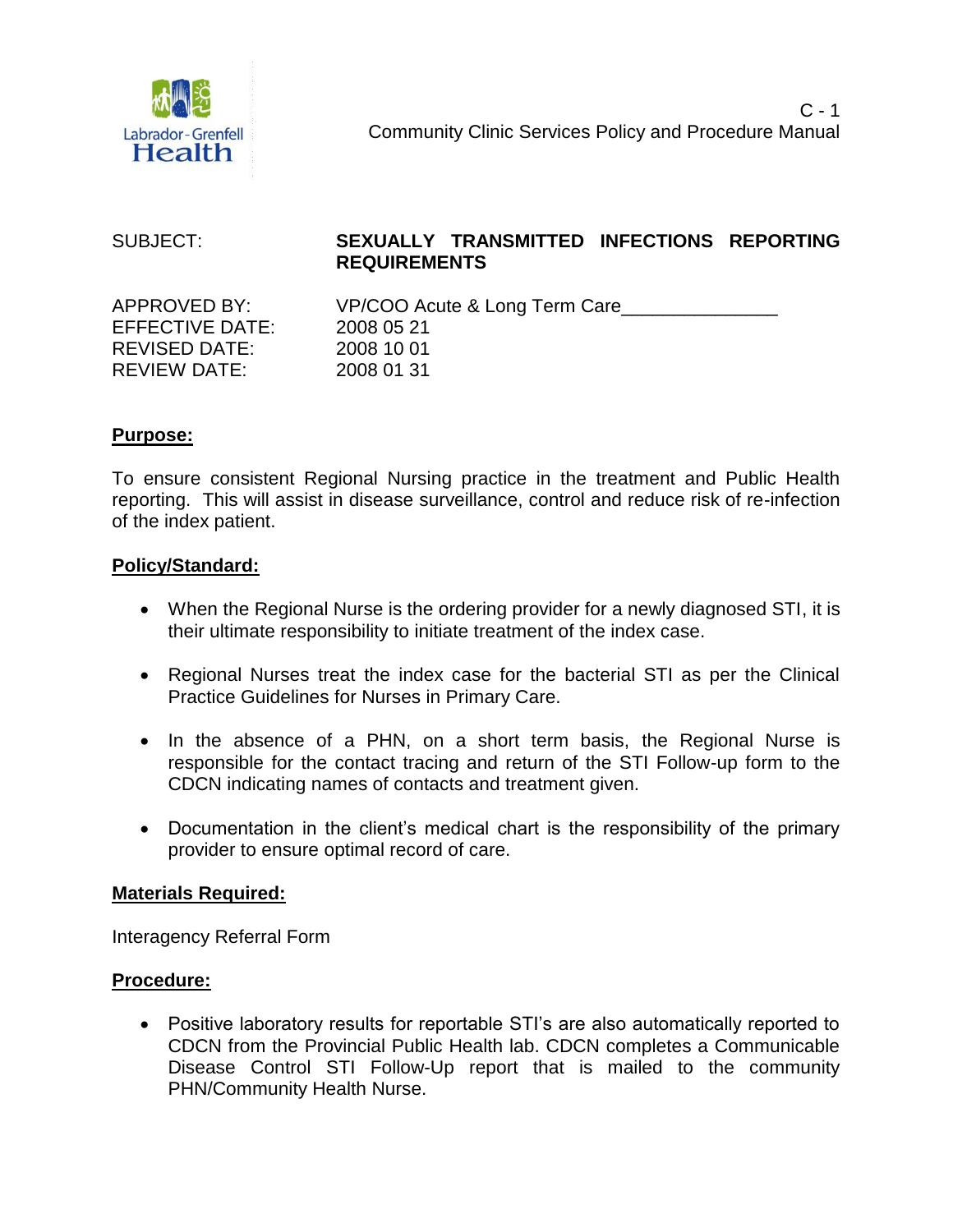Labrador-Grenfell Health

C - 1
Community Clinic Services Policy and Procedure Manual

| | |
|---|---|
| SUBJECT: | **SEXUALLY TRANSMITTED INFECTIONS REPORTING REQUIREMENTS** |
| APPROVED BY: | VP/COO Acute & Long Term Care_______________ |
| EFFECTIVE DATE: | 2008 05 21 |
| REVISED DATE: | 2008 10 01 |
| REVIEW DATE: | 2008 01 31 |

## Purpose:

To ensure consistent Regional Nursing practice in the treatment and Public Health reporting. This will assist in disease surveillance, control and reduce risk of re-infection of the index patient.

## Policy/Standard:

- When the Regional Nurse is the ordering provider for a newly diagnosed STI, it is their ultimate responsibility to initiate treatment of the index case.
- Regional Nurses treat the index case for the bacterial STI as per the Clinical Practice Guidelines for Nurses in Primary Care.
- In the absence of a PHN, on a short term basis, the Regional Nurse is responsible for the contact tracing and return of the STI Follow-up form to the CDCN indicating names of contacts and treatment given.
- Documentation in the client's medical chart is the responsibility of the primary provider to ensure optimal record of care.

## Materials Required:

Interagency Referral Form

## Procedure:

- Positive laboratory results for reportable STI's are also automatically reported to CDCN from the Provincial Public Health lab. CDCN completes a Communicable Disease Control STI Follow-Up report that is mailed to the community PHN/Community Health Nurse.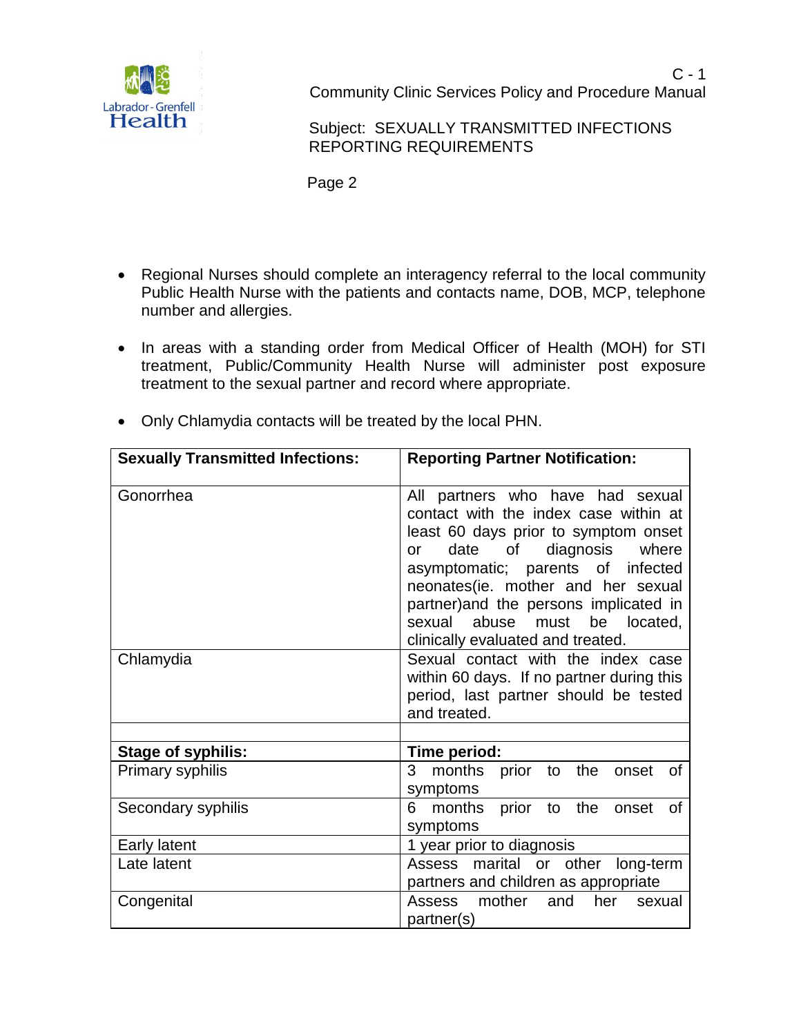- Regional Nurses should complete an interagency referral to the local community Public Health Nurse with the patients and contacts name, DOB, MCP, telephone number and allergies.
- In areas with a standing order from Medical Officer of Health (MOH) for STI treatment, Public/Community Health Nurse will administer post exposure treatment to the sexual partner and record where appropriate.
- Only Chlamydia contacts will be treated by the local PHN.

| **Sexually Transmitted Infections:** | **Reporting Partner Notification:** |
| --- | --- |
| Gonorrhea | All partners who have had sexual contact with the index case within at least 60 days prior to symptom onset or date of diagnosis where asymptomatic; parents of infected neonates(ie. mother and her sexual partner)and the persons implicated in sexual abuse must be located, clinically evaluated and treated. |
| Chlamydia | Sexual contact with the index case within 60 days. If no partner during this period, last partner should be tested and treated. |
| | |
| **Stage of syphilis:** | **Time period:** |
| Primary syphilis | 3 months prior to the onset of symptoms |
| Secondary syphilis | 6 months prior to the onset of symptoms |
| Early latent | 1 year prior to diagnosis |
| Late latent | Assess marital or other long-term partners and children as appropriate |
| Congenital | Assess mother and her sexual partner(s) |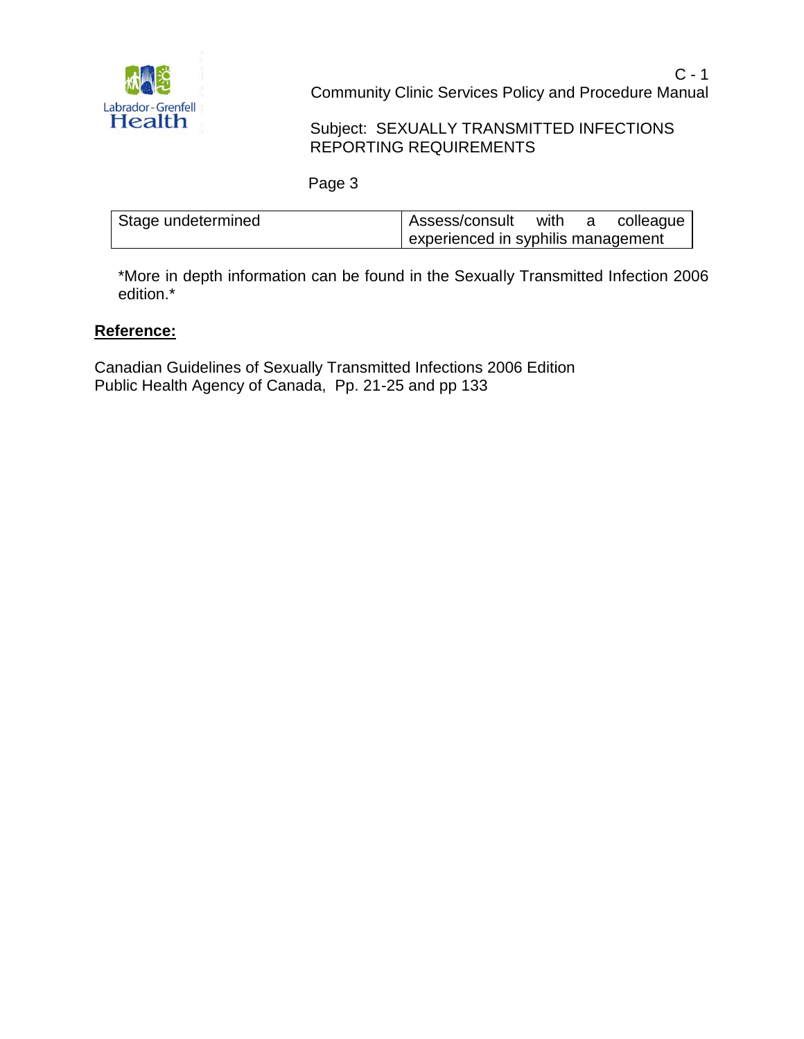| | |
|---|---|
| Stage undetermined | Assess/consult with a colleague experienced in syphilis management |

*More in depth information can be found in the Sexually Transmitted Infection 2006 edition.*

**Reference:**

Canadian Guidelines of Sexually Transmitted Infections 2006 Edition
Public Health Agency of Canada, Pp. 21-25 and pp 133